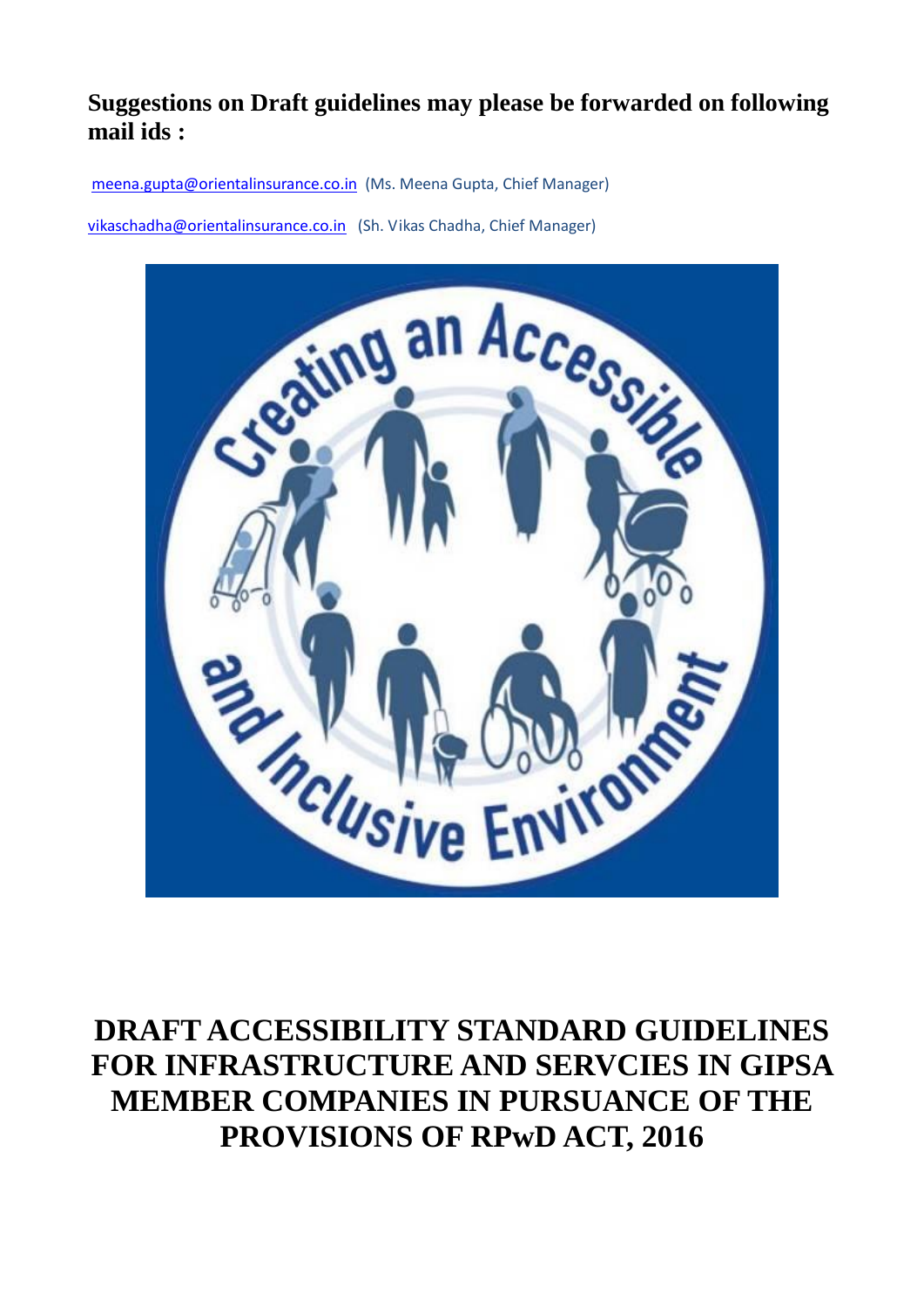**Suggestions on Draft guidelines may please be forwarded on following mail ids :**

meena.gupta@orientalinsurance.co.in (Ms. Meena Gupta, Chief Manager)

vikaschadha@orientalinsurance.co.in (Sh. Vikas Chadha, Chief Manager)

# DRAFT ACCESSIBILITY STANDARD GUIDELINES FOR INFRASTRUCTURE AND SERVCIES IN GIPSA MEMBER COMPANIES IN PURSUANCE OF THE PROVISIONS OF RPwD ACT, 2016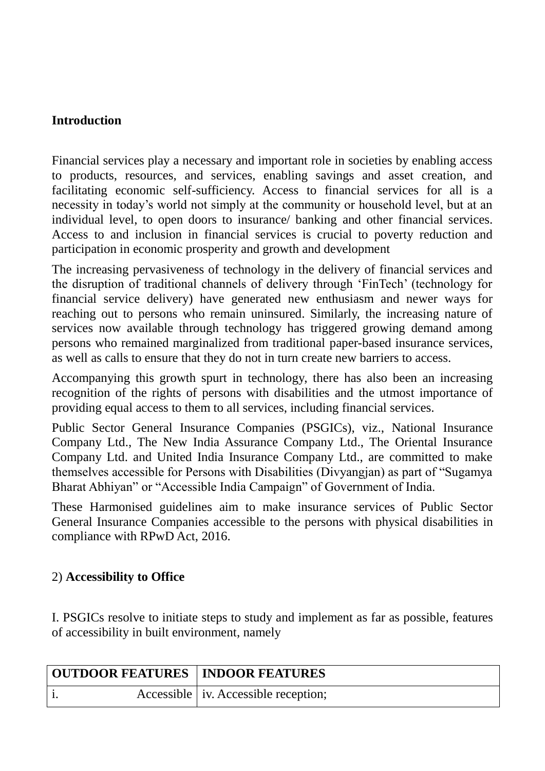**Introduction**

Financial services play a necessary and important role in societies by enabling access to products, resources, and services, enabling savings and asset creation, and facilitating economic self-sufficiency. Access to financial services for all is a necessity in today's world not simply at the community or household level, but at an individual level, to open doors to insurance/ banking and other financial services. Access to and inclusion in financial services is crucial to poverty reduction and participation in economic prosperity and growth and development

The increasing pervasiveness of technology in the delivery of financial services and the disruption of traditional channels of delivery through 'FinTech' (technology for financial service delivery) have generated new enthusiasm and newer ways for reaching out to persons who remain uninsured. Similarly, the increasing nature of services now available through technology has triggered growing demand among persons who remained marginalized from traditional paper-based insurance services, as well as calls to ensure that they do not in turn create new barriers to access.

Accompanying this growth spurt in technology, there has also been an increasing recognition of the rights of persons with disabilities and the utmost importance of providing equal access to them to all services, including financial services.

Public Sector General Insurance Companies (PSGICs), viz., National Insurance Company Ltd., The New India Assurance Company Ltd., The Oriental Insurance Company Ltd. and United India Insurance Company Ltd., are committed to make themselves accessible for Persons with Disabilities (Divyangjan) as part of "Sugamya Bharat Abhiyan" or "Accessible India Campaign" of Government of India.

These Harmonised guidelines aim to make insurance services of Public Sector General Insurance Companies accessible to the persons with physical disabilities in compliance with RPwD Act, 2016.

2) **Accessibility to Office**

I. PSGICs resolve to initiate steps to study and implement as far as possible, features of accessibility in built environment, namely

| **OUTDOOR FEATURES** | **INDOOR FEATURES** |
|---|---|
| i. Accessible | iv. Accessible reception; |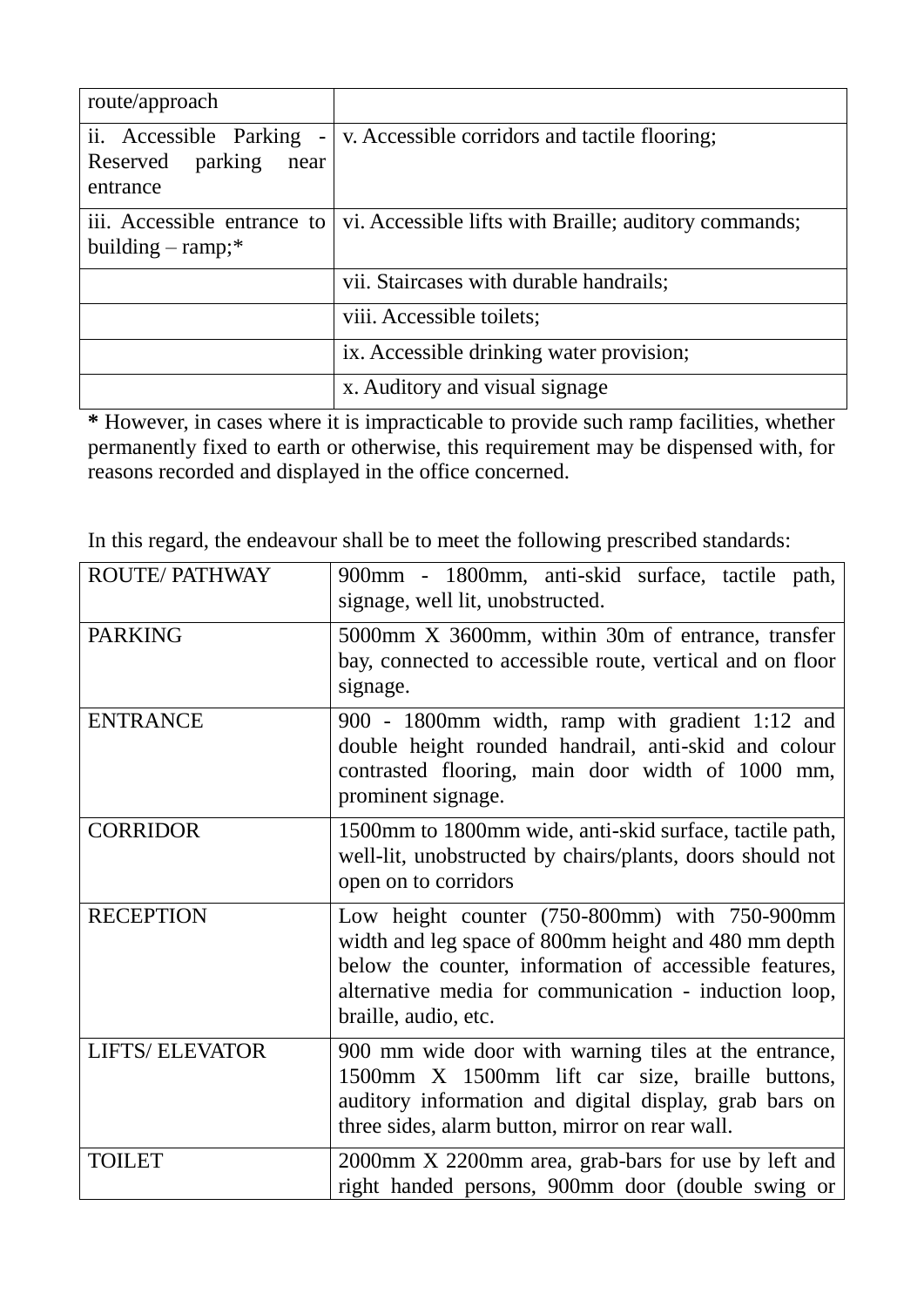| | |
|---|---|
| route/approach | |
| ii. Accessible Parking - Reserved parking near entrance | v. Accessible corridors and tactile flooring; |
| iii. Accessible entrance to building – ramp;* | vi. Accessible lifts with Braille; auditory commands; |
| | vii. Staircases with durable handrails; |
| | viii. Accessible toilets; |
| | ix. Accessible drinking water provision; |
| | x. Auditory and visual signage |

**\*** However, in cases where it is impracticable to provide such ramp facilities, whether permanently fixed to earth or otherwise, this requirement may be dispensed with, for reasons recorded and displayed in the office concerned.

In this regard, the endeavour shall be to meet the following prescribed standards:

| | |
|---|---|
| ROUTE/ PATHWAY | 900mm - 1800mm, anti-skid surface, tactile path, signage, well lit, unobstructed. |
| PARKING | 5000mm X 3600mm, within 30m of entrance, transfer bay, connected to accessible route, vertical and on floor signage. |
| ENTRANCE | 900 - 1800mm width, ramp with gradient 1:12 and double height rounded handrail, anti-skid and colour contrasted flooring, main door width of 1000 mm, prominent signage. |
| CORRIDOR | 1500mm to 1800mm wide, anti-skid surface, tactile path, well-lit, unobstructed by chairs/plants, doors should not open on to corridors |
| RECEPTION | Low height counter (750-800mm) with 750-900mm width and leg space of 800mm height and 480 mm depth below the counter, information of accessible features, alternative media for communication - induction loop, braille, audio, etc. |
| LIFTS/ ELEVATOR | 900 mm wide door with warning tiles at the entrance, 1500mm X 1500mm lift car size, braille buttons, auditory information and digital display, grab bars on three sides, alarm button, mirror on rear wall. |
| TOILET | 2000mm X 2200mm area, grab-bars for use by left and right handed persons, 900mm door (double swing or |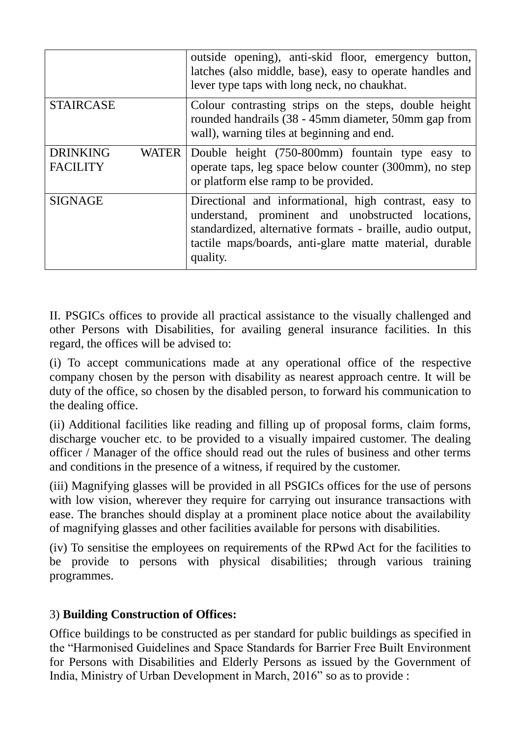| | |
|---|---|
| | outside opening), anti-skid floor, emergency button, latches (also middle, base), easy to operate handles and lever type taps with long neck, no chaukhat. |
| STAIRCASE | Colour contrasting strips on the steps, double height rounded handrails (38 - 45mm diameter, 50mm gap from wall), warning tiles at beginning and end. |
| DRINKING WATER FACILITY | Double height (750-800mm) fountain type easy to operate taps, leg space below counter (300mm), no step or platform else ramp to be provided. |
| SIGNAGE | Directional and informational, high contrast, easy to understand, prominent and unobstructed locations, standardized, alternative formats - braille, audio output, tactile maps/boards, anti-glare matte material, durable quality. |

II. PSGICs offices to provide all practical assistance to the visually challenged and other Persons with Disabilities, for availing general insurance facilities. In this regard, the offices will be advised to:

(i) To accept communications made at any operational office of the respective company chosen by the person with disability as nearest approach centre. It will be duty of the office, so chosen by the disabled person, to forward his communication to the dealing office.

(ii) Additional facilities like reading and filling up of proposal forms, claim forms, discharge voucher etc. to be provided to a visually impaired customer. The dealing officer / Manager of the office should read out the rules of business and other terms and conditions in the presence of a witness, if required by the customer.

(iii) Magnifying glasses will be provided in all PSGICs offices for the use of persons with low vision, wherever they require for carrying out insurance transactions with ease. The branches should display at a prominent place notice about the availability of magnifying glasses and other facilities available for persons with disabilities.

(iv) To sensitise the employees on requirements of the RPwd Act for the facilities to be provide to persons with physical disabilities; through various training programmes.

3) **Building Construction of Offices:**

Office buildings to be constructed as per standard for public buildings as specified in the "Harmonised Guidelines and Space Standards for Barrier Free Built Environment for Persons with Disabilities and Elderly Persons as issued by the Government of India, Ministry of Urban Development in March, 2016" so as to provide :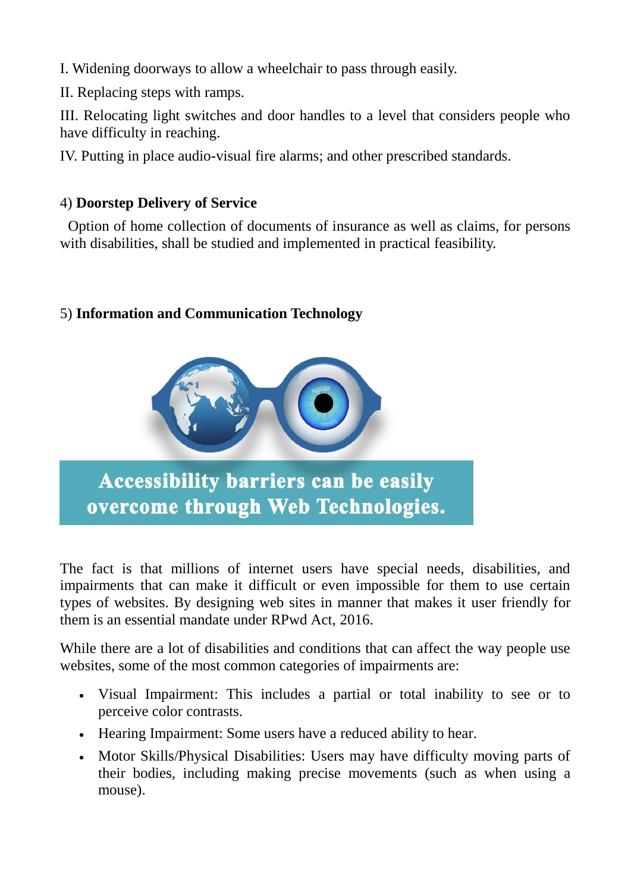I. Widening doorways to allow a wheelchair to pass through easily.

II. Replacing steps with ramps.

III. Relocating light switches and door handles to a level that considers people who have difficulty in reaching.

IV. Putting in place audio-visual fire alarms; and other prescribed standards.

4) **Doorstep Delivery of Service**

Option of home collection of documents of insurance as well as claims, for persons with disabilities, shall be studied and implemented in practical feasibility.

5) **Information and Communication Technology**

**Accessibility barriers can be easily overcome through Web Technologies.**

The fact is that millions of internet users have special needs, disabilities, and impairments that can make it difficult or even impossible for them to use certain types of websites. By designing web sites in manner that makes it user friendly for them is an essential mandate under RPwd Act, 2016.

While there are a lot of disabilities and conditions that can affect the way people use websites, some of the most common categories of impairments are:

- Visual Impairment: This includes a partial or total inability to see or to perceive color contrasts.
- Hearing Impairment: Some users have a reduced ability to hear.
- Motor Skills/Physical Disabilities: Users may have difficulty moving parts of their bodies, including making precise movements (such as when using a mouse).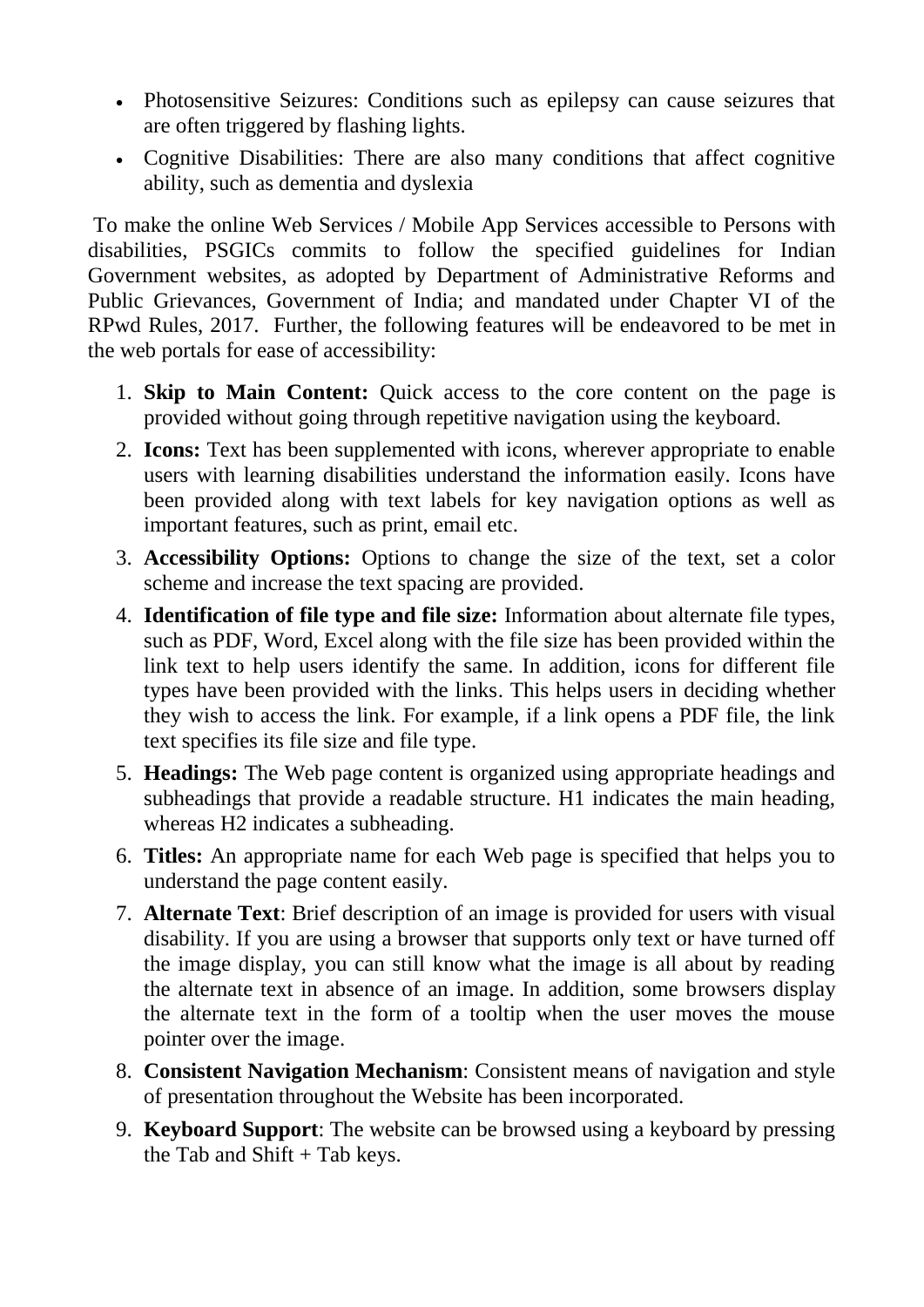- Photosensitive Seizures: Conditions such as epilepsy can cause seizures that are often triggered by flashing lights.
- Cognitive Disabilities: There are also many conditions that affect cognitive ability, such as dementia and dyslexia

To make the online Web Services / Mobile App Services accessible to Persons with disabilities, PSGICs commits to follow the specified guidelines for Indian Government websites, as adopted by Department of Administrative Reforms and Public Grievances, Government of India; and mandated under Chapter VI of the RPwd Rules, 2017. Further, the following features will be endeavored to be met in the web portals for ease of accessibility:

1. **Skip to Main Content:** Quick access to the core content on the page is provided without going through repetitive navigation using the keyboard.
2. **Icons:** Text has been supplemented with icons, wherever appropriate to enable users with learning disabilities understand the information easily. Icons have been provided along with text labels for key navigation options as well as important features, such as print, email etc.
3. **Accessibility Options:** Options to change the size of the text, set a color scheme and increase the text spacing are provided.
4. **Identification of file type and file size:** Information about alternate file types, such as PDF, Word, Excel along with the file size has been provided within the link text to help users identify the same. In addition, icons for different file types have been provided with the links. This helps users in deciding whether they wish to access the link. For example, if a link opens a PDF file, the link text specifies its file size and file type.
5. **Headings:** The Web page content is organized using appropriate headings and subheadings that provide a readable structure. H1 indicates the main heading, whereas H2 indicates a subheading.
6. **Titles:** An appropriate name for each Web page is specified that helps you to understand the page content easily.
7. **Alternate Text**: Brief description of an image is provided for users with visual disability. If you are using a browser that supports only text or have turned off the image display, you can still know what the image is all about by reading the alternate text in absence of an image. In addition, some browsers display the alternate text in the form of a tooltip when the user moves the mouse pointer over the image.
8. **Consistent Navigation Mechanism**: Consistent means of navigation and style of presentation throughout the Website has been incorporated.
9. **Keyboard Support**: The website can be browsed using a keyboard by pressing the Tab and Shift + Tab keys.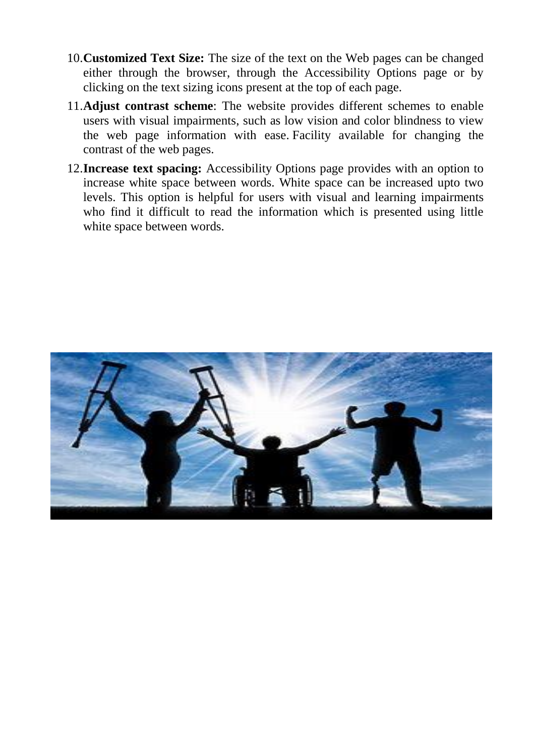10. **Customized Text Size:** The size of the text on the Web pages can be changed either through the browser, through the Accessibility Options page or by clicking on the text sizing icons present at the top of each page.
11. **Adjust contrast scheme**: The website provides different schemes to enable users with visual impairments, such as low vision and color blindness to view the web page information with ease. Facility available for changing the contrast of the web pages.
12. **Increase text spacing:** Accessibility Options page provides with an option to increase white space between words. White space can be increased upto two levels. This option is helpful for users with visual and learning impairments who find it difficult to read the information which is presented using little white space between words.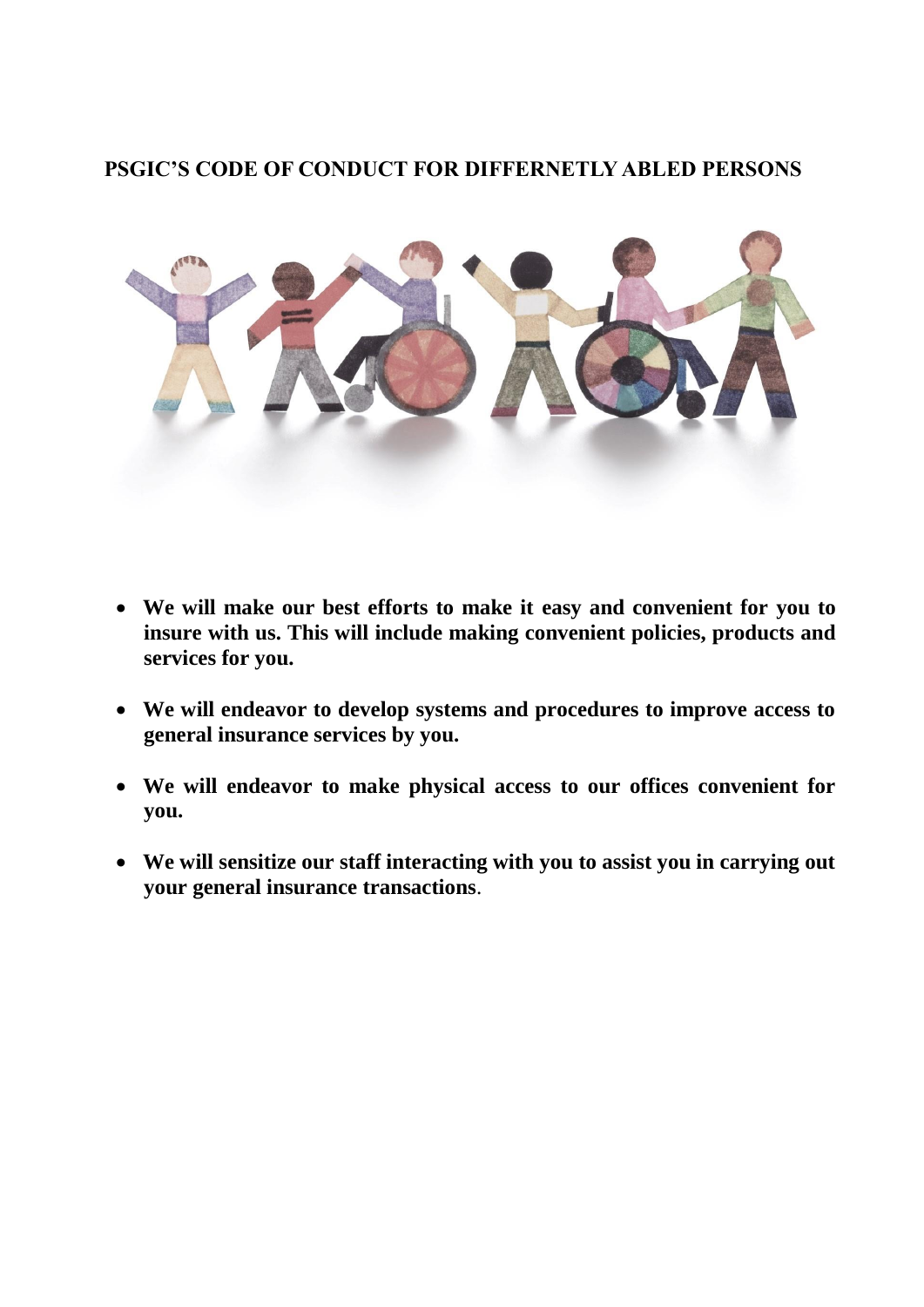**PSGIC'S CODE OF CONDUCT FOR DIFFERNETLY ABLED PERSONS**

- **We will make our best efforts to make it easy and convenient for you to insure with us. This will include making convenient policies, products and services for you.**
- **We will endeavor to develop systems and procedures to improve access to general insurance services by you.**
- **We will endeavor to make physical access to our offices convenient for you.**
- **We will sensitize our staff interacting with you to assist you in carrying out your general insurance transactions**.